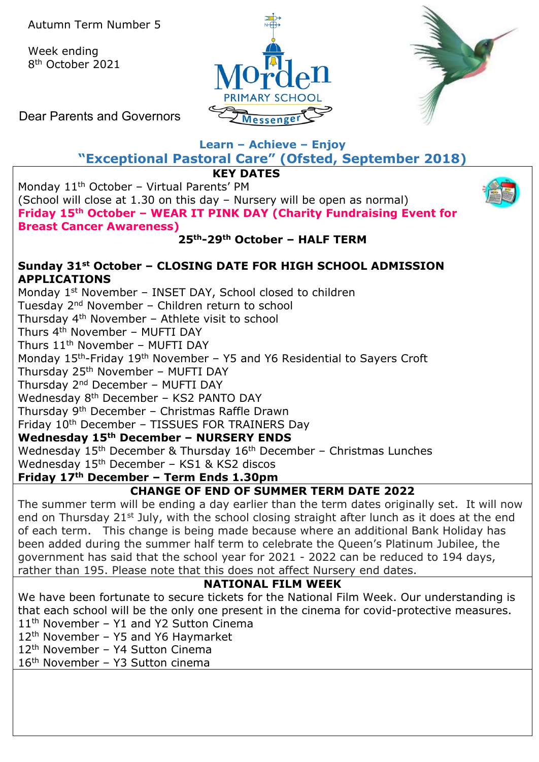Autumn Term Number 5

Week ending
8th October 2021

Morden PRIMARY SCHOOL Messenger

Dear Parents and Governors

**Learn – Achieve – Enjoy**

**"Exceptional Pastoral Care" (Ofsted, September 2018)**

## KEY DATES

Monday 11th October – Virtual Parents' PM
(School will close at 1.30 on this day – Nursery will be open as normal)
**Friday 15th October – WEAR IT PINK DAY (Charity Fundraising Event for Breast Cancer Awareness)**

**25th-29th October – HALF TERM**

**Sunday 31st October – CLOSING DATE FOR HIGH SCHOOL ADMISSION APPLICATIONS**
Monday 1st November – INSET DAY, School closed to children
Tuesday 2nd November – Children return to school
Thursday 4th November – Athlete visit to school
Thurs 4th November – MUFTI DAY
Thurs 11th November – MUFTI DAY
Monday 15th-Friday 19th November – Y5 and Y6 Residential to Sayers Croft
Thursday 25th November – MUFTI DAY
Thursday 2nd December – MUFTI DAY
Wednesday 8th December – KS2 PANTO DAY
Thursday 9th December – Christmas Raffle Drawn
Friday 10th December – TISSUES FOR TRAINERS Day
**Wednesday 15th December – NURSERY ENDS**
Wednesday 15th December & Thursday 16th December – Christmas Lunches
Wednesday 15th December – KS1 & KS2 discos
**Friday 17th December – Term Ends 1.30pm**

## CHANGE OF END OF SUMMER TERM DATE 2022

The summer term will be ending a day earlier than the term dates originally set. It will now end on Thursday 21st July, with the school closing straight after lunch as it does at the end of each term. This change is being made because where an additional Bank Holiday has been added during the summer half term to celebrate the Queen's Platinum Jubilee, the government has said that the school year for 2021 - 2022 can be reduced to 194 days, rather than 195. Please note that this does not affect Nursery end dates.

## NATIONAL FILM WEEK

We have been fortunate to secure tickets for the National Film Week. Our understanding is that each school will be the only one present in the cinema for covid-protective measures.
11th November – Y1 and Y2 Sutton Cinema
12th November – Y5 and Y6 Haymarket
12th November – Y4 Sutton Cinema
16th November – Y3 Sutton cinema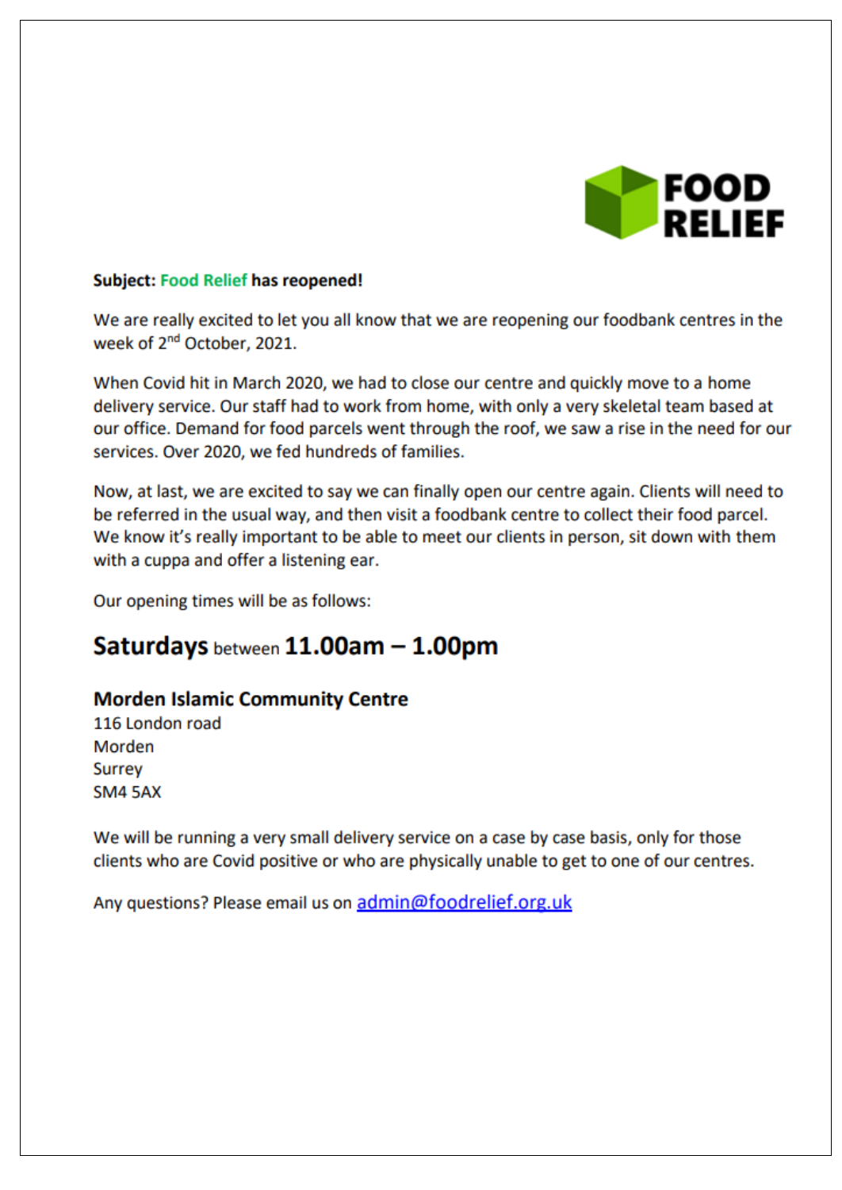**FOOD RELIEF**

**Subject: Food Relief has reopened!**

We are really excited to let you all know that we are reopening our foodbank centres in the week of 2nd October, 2021.

When Covid hit in March 2020, we had to close our centre and quickly move to a home delivery service. Our staff had to work from home, with only a very skeletal team based at our office. Demand for food parcels went through the roof, we saw a rise in the need for our services. Over 2020, we fed hundreds of families.

Now, at last, we are excited to say we can finally open our centre again. Clients will need to be referred in the usual way, and then visit a foodbank centre to collect their food parcel. We know it's really important to be able to meet our clients in person, sit down with them with a cuppa and offer a listening ear.

Our opening times will be as follows:

## Saturdays between 11.00am – 1.00pm

**Morden Islamic Community Centre**
116 London road
Morden
Surrey
SM4 5AX

We will be running a very small delivery service on a case by case basis, only for those clients who are Covid positive or who are physically unable to get to one of our centres.

Any questions? Please email us on admin@foodrelief.org.uk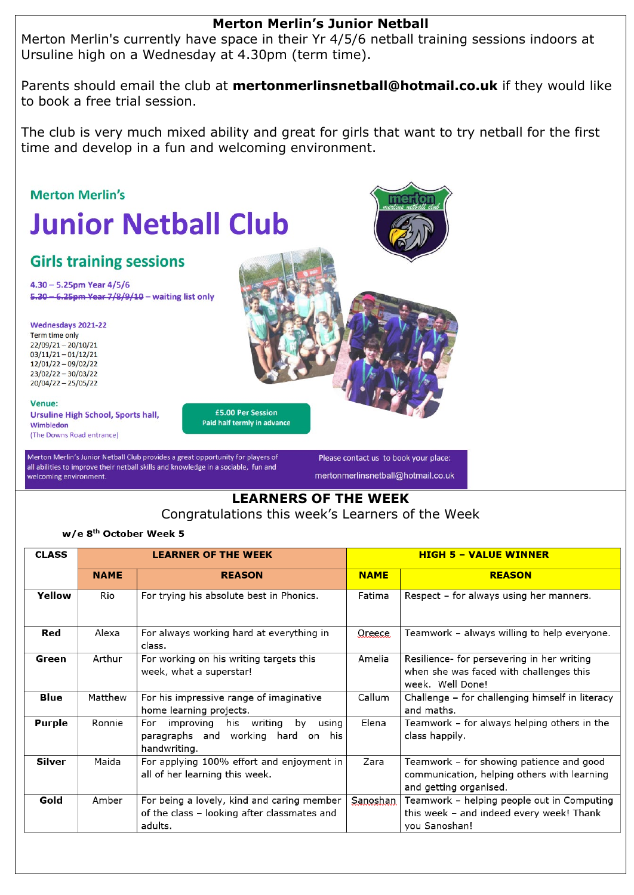# Merton Merlin's Junior Netball

Merton Merlin's currently have space in their Yr 4/5/6 netball training sessions indoors at Ursuline high on a Wednesday at 4.30pm (term time).

Parents should email the club at **mertonmerlinsnetball@hotmail.co.uk** if they would like to book a free trial session.

The club is very much mixed ability and great for girls that want to try netball for the first time and develop in a fun and welcoming environment.

Merton Merlin's

## Junior Netball Club

### Girls training sessions

4.30 – 5.25pm Year 4/5/6

~~5.30 – 6.25pm Year 7/8/9/10~~ – waiting list only

**Wednesdays 2021-22**

Term time only

22/09/21 – 20/10/21
03/11/21 – 01/12/21
12/01/22 – 09/02/22
23/02/22 – 30/03/22
20/04/22 – 25/05/22

**Venue:**
Ursuline High School, Sports hall, Wimbledon
(The Downs Road entrance)

£5.00 Per Session
Paid half termly in advance

Merton Merlin's Junior Netball Club provides a great opportunity for players of all abilities to improve their netball skills and knowledge in a sociable, fun and welcoming environment.

Please contact us to book your place:
mertonmerlinsnetball@hotmail.co.uk

## LEARNERS OF THE WEEK

Congratulations this week's Learners of the Week

**w/e 8th October Week 5**

| CLASS | LEARNER OF THE WEEK | | HIGH 5 – VALUE WINNER | |
|---|---|---|---|---|
| | NAME | REASON | NAME | REASON |
| Yellow | Rio | For trying his absolute best in Phonics. | Fatima | Respect – for always using her manners. |
| Red | Alexa | For always working hard at everything in class. | Oreece | Teamwork – always willing to help everyone. |
| Green | Arthur | For working on his writing targets this week, what a superstar! | Amelia | Resilience- for persevering in her writing when she was faced with challenges this week. Well Done! |
| Blue | Matthew | For his impressive range of imaginative home learning projects. | Callum | Challenge – for challenging himself in literacy and maths. |
| Purple | Ronnie | For improving his writing by using paragraphs and working hard on his handwriting. | Elena | Teamwork – for always helping others in the class happily. |
| Silver | Maida | For applying 100% effort and enjoyment in all of her learning this week. | Zara | Teamwork – for showing patience and good communication, helping others with learning and getting organised. |
| Gold | Amber | For being a lovely, kind and caring member of the class – looking after classmates and adults. | Sanoshan | Teamwork – helping people out in Computing this week – and indeed every week! Thank you Sanoshan! |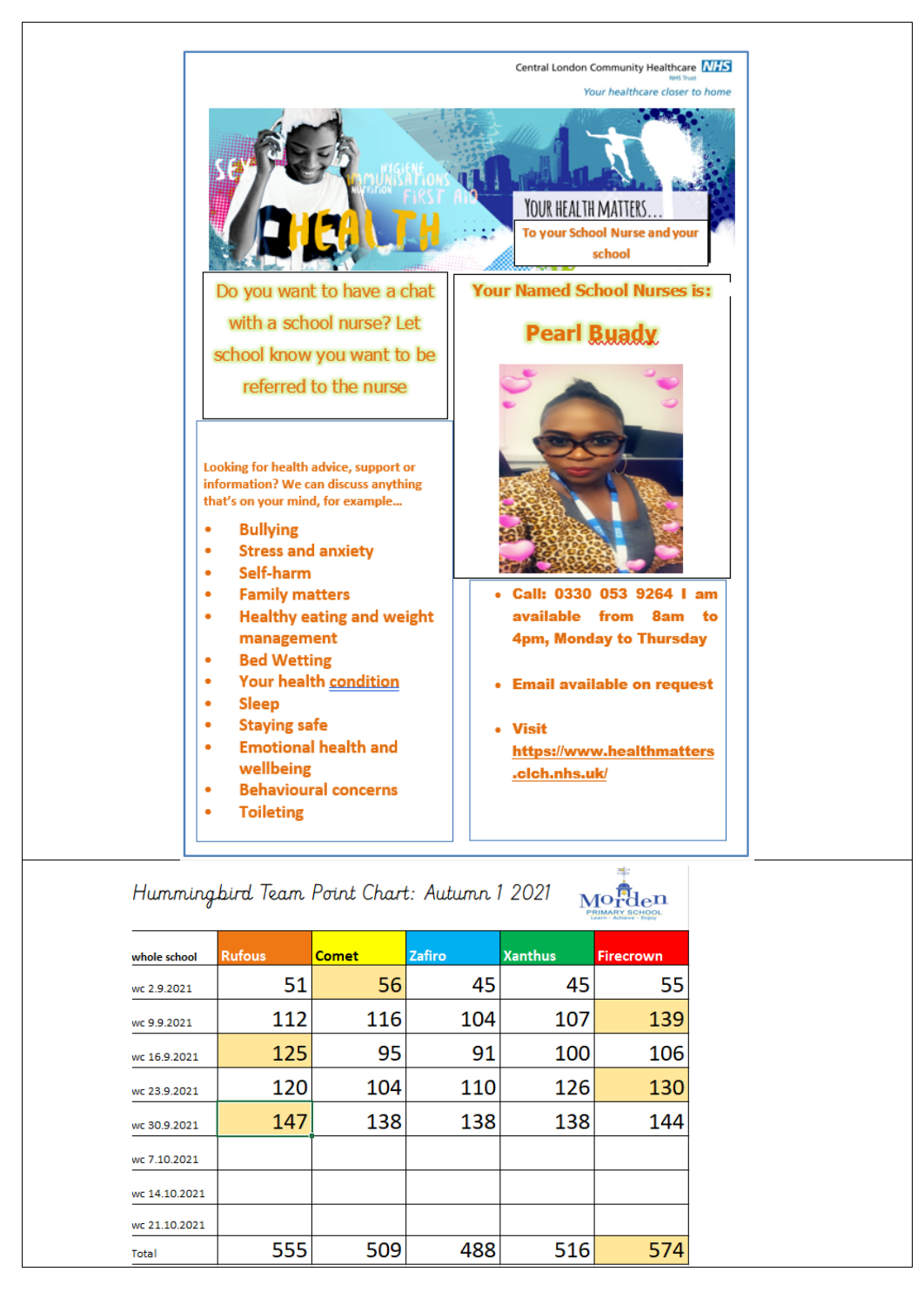Central London Community Healthcare NHS Trust

*Your healthcare closer to home*

YOUR HEALTH MATTERS...

To your School Nurse and your school

Do you want to have a chat with a school nurse? Let school know you want to be referred to the nurse

**Your Named School Nurses is:**

**Pearl Buady**

**Looking for health advice, support or information? We can discuss anything that's on your mind, for example...**

- **Bullying**
- **Stress and anxiety**
- **Self-harm**
- **Family matters**
- **Healthy eating and weight management**
- **Bed Wetting**
- **Your health condition**
- **Sleep**
- **Staying safe**
- **Emotional health and wellbeing**
- **Behavioural concerns**
- **Toileting**

- **Call: 0330 053 9264 I am available from 8am to 4pm, Monday to Thursday**
- **Email available on request**
- **Visit https://www.healthmatters.clch.nhs.uk/**

*Hummingbird Team Point Chart: Autumn 1 2021*

Morden Primary School

| whole school | Rufous | Comet | Zafiro | Xanthus | Firecrown |
|---|---|---|---|---|---|
| wc 2.9.2021 | 51 | 56 | 45 | 45 | 55 |
| wc 9.9.2021 | 112 | 116 | 104 | 107 | 139 |
| wc 16.9.2021 | 125 | 95 | 91 | 100 | 106 |
| wc 23.9.2021 | 120 | 104 | 110 | 126 | 130 |
| wc 30.9.2021 | 147 | 138 | 138 | 138 | 144 |
| wc 7.10.2021 | | | | | |
| wc 14.10.2021 | | | | | |
| wc 21.10.2021 | | | | | |
| Total | 555 | 509 | 488 | 516 | 574 |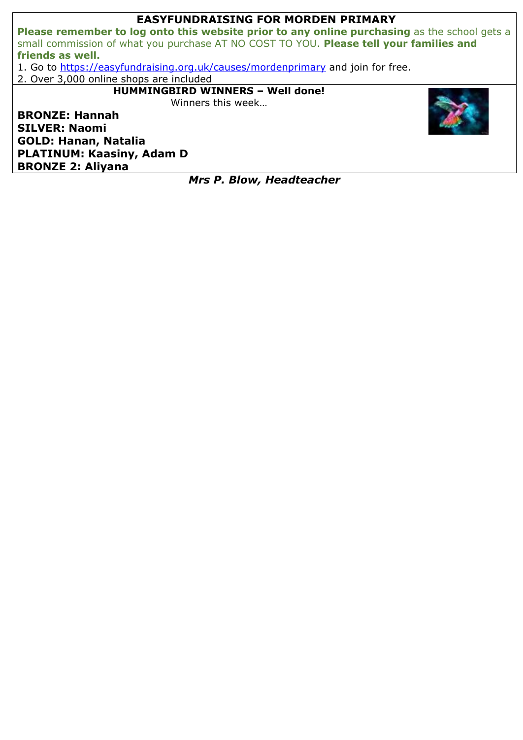## EASYFUNDRAISING FOR MORDEN PRIMARY

**Please remember to log onto this website prior to any online purchasing** as the school gets a small commission of what you purchase AT NO COST TO YOU. **Please tell your families and friends as well.**

1. Go to https://easyfundraising.org.uk/causes/mordenprimary and join for free.
2. Over 3,000 online shops are included

## HUMMINGBIRD WINNERS – Well done!

Winners this week…

**BRONZE: Hannah**
**SILVER: Naomi**
**GOLD: Hanan, Natalia**
**PLATINUM: Kaasiny, Adam D**
**BRONZE 2: Aliyana**

***Mrs P. Blow, Headteacher***